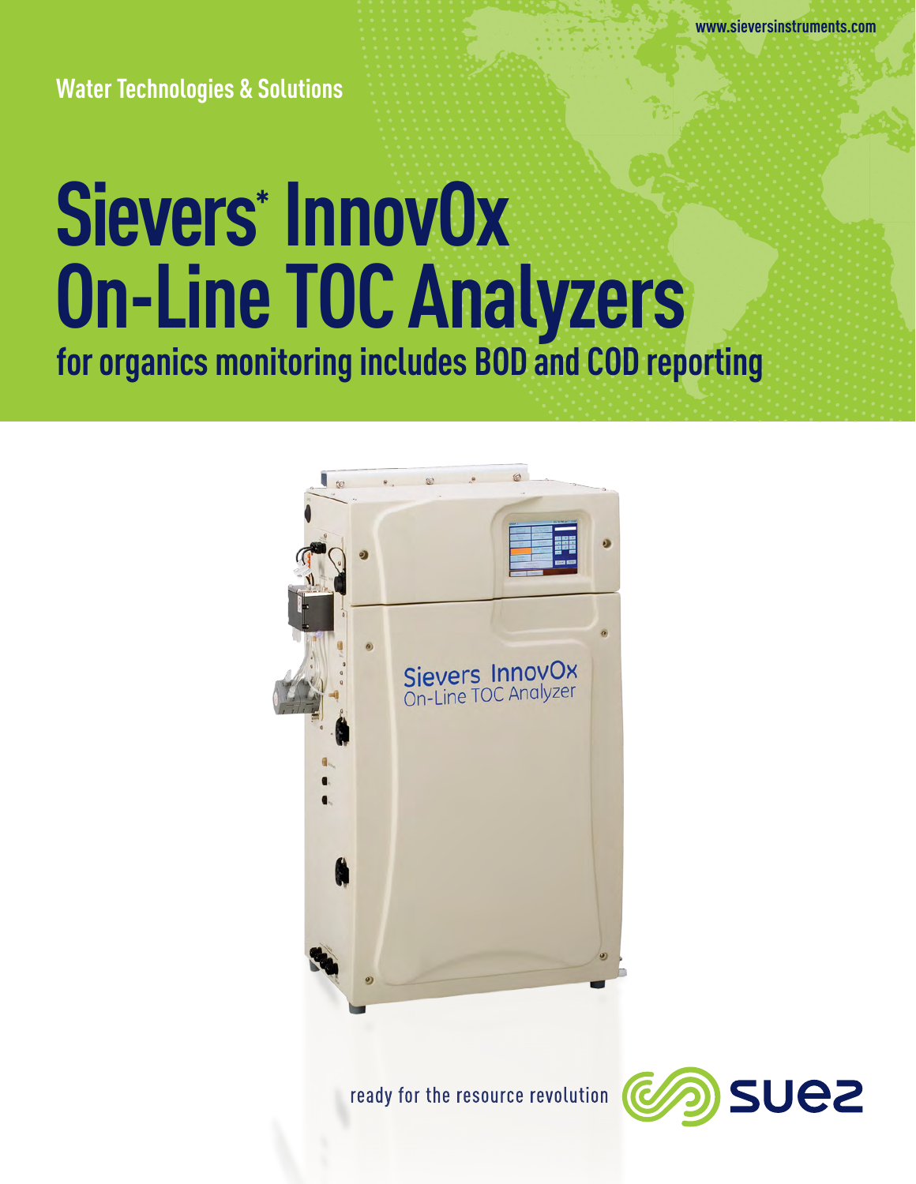www.sieversinstruments.com

Water Technologies & Solutions

# Sievers* InnovOx On-Line TOC Analyzers

## for organics monitoring includes BOD and COD reporting

ready for the resource revolution

suez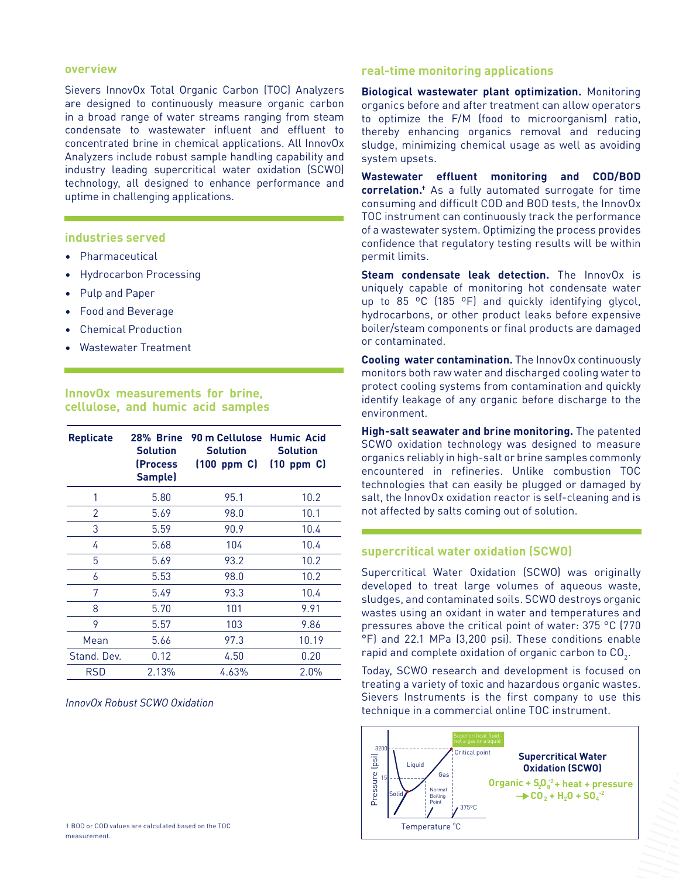## overview

Sievers InnovOx Total Organic Carbon (TOC) Analyzers are designed to continuously measure organic carbon in a broad range of water streams ranging from steam condensate to wastewater influent and effluent to concentrated brine in chemical applications. All InnovOx Analyzers include robust sample handling capability and industry leading supercritical water oxidation (SCWO) technology, all designed to enhance performance and uptime in challenging applications.

## industries served

- Pharmaceutical
- Hydrocarbon Processing
- Pulp and Paper
- Food and Beverage
- Chemical Production
- Wastewater Treatment

## InnovOx measurements for brine, cellulose, and humic acid samples

| Replicate | 28% Brine Solution (Process Sample) | 90 m Cellulose Solution (100 ppm C) | Humic Acid Solution (10 ppm C) |
|---|---|---|---|
| 1 | 5.80 | 95.1 | 10.2 |
| 2 | 5.69 | 98.0 | 10.1 |
| 3 | 5.59 | 90.9 | 10.4 |
| 4 | 5.68 | 104 | 10.4 |
| 5 | 5.69 | 93.2 | 10.2 |
| 6 | 5.53 | 98.0 | 10.2 |
| 7 | 5.49 | 93.3 | 10.4 |
| 8 | 5.70 | 101 | 9.91 |
| 9 | 5.57 | 103 | 9.86 |
| Mean | 5.66 | 97.3 | 10.19 |
| Stand. Dev. | 0.12 | 4.50 | 0.20 |
| RSD | 2.13% | 4.63% | 2.0% |

*InnovOx Robust SCWO Oxidation*

## real-time monitoring applications

**Biological wastewater plant optimization.** Monitoring organics before and after treatment can allow operators to optimize the F/M (food to microorganism) ratio, thereby enhancing organics removal and reducing sludge, minimizing chemical usage as well as avoiding system upsets.

**Wastewater effluent monitoring and COD/BOD correlation.†** As a fully automated surrogate for time consuming and difficult COD and BOD tests, the InnovOx TOC instrument can continuously track the performance of a wastewater system. Optimizing the process provides confidence that regulatory testing results will be within permit limits.

**Steam condensate leak detection.** The InnovOx is uniquely capable of monitoring hot condensate water up to 85 °C (185 °F) and quickly identifying glycol, hydrocarbons, or other product leaks before expensive boiler/steam components or final products are damaged or contaminated.

**Cooling water contamination.** The InnovOx continuously monitors both raw water and discharged cooling water to protect cooling systems from contamination and quickly identify leakage of any organic before discharge to the environment.

**High-salt seawater and brine monitoring.** The patented SCWO oxidation technology was designed to measure organics reliably in high-salt or brine samples commonly encountered in refineries. Unlike combustion TOC technologies that can easily be plugged or damaged by salt, the InnovOx oxidation reactor is self-cleaning and is not affected by salts coming out of solution.

## supercritical water oxidation (SCWO)

Supercritical Water Oxidation (SCWO) was originally developed to treat large volumes of aqueous waste, sludges, and contaminated soils. SCWO destroys organic wastes using an oxidant in water and temperatures and pressures above the critical point of water: 375 °C (770 °F) and 22.1 MPa (3,200 psi). These conditions enable rapid and complete oxidation of organic carbon to $CO_2$.

Today, SCWO research and development is focused on treating a variety of toxic and hazardous organic wastes. Sievers Instruments is the first company to use this technique in a commercial online TOC instrument.

**Supercritical Water Oxidation (SCWO)**

$$\text{Organic} + S_2O_8^{-2} + \text{heat} + \text{pressure} \rightarrow CO_2 + H_2O + SO_4^{-2}$$

† BOD or COD values are calculated based on the TOC measurement.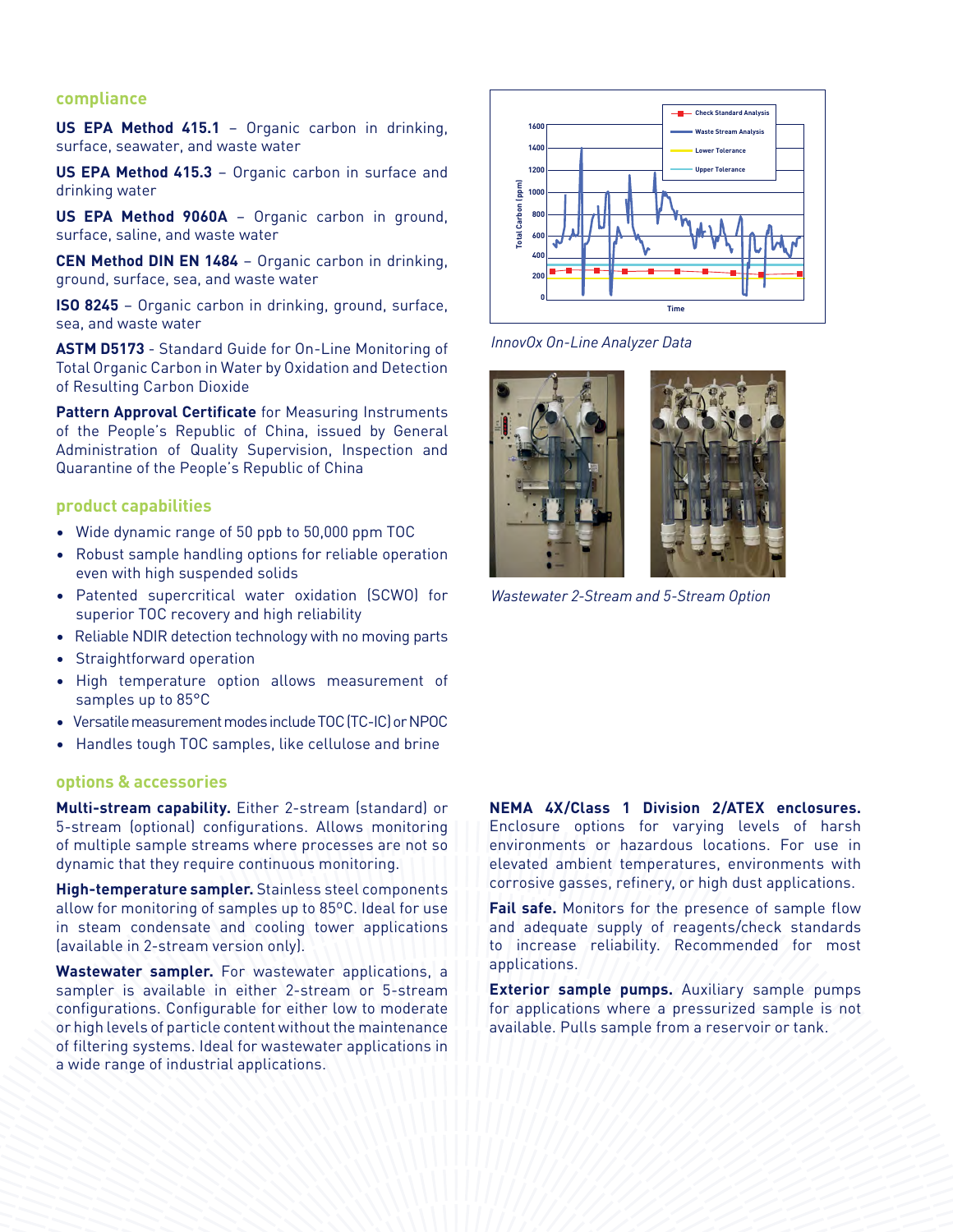## compliance

**US EPA Method 415.1** – Organic carbon in drinking, surface, seawater, and waste water

**US EPA Method 415.3** – Organic carbon in surface and drinking water

**US EPA Method 9060A** – Organic carbon in ground, surface, saline, and waste water

**CEN Method DIN EN 1484** – Organic carbon in drinking, ground, surface, sea, and waste water

**ISO 8245** – Organic carbon in drinking, ground, surface, sea, and waste water

**ASTM D5173** - Standard Guide for On-Line Monitoring of Total Organic Carbon in Water by Oxidation and Detection of Resulting Carbon Dioxide

**Pattern Approval Certificate** for Measuring Instruments of the People's Republic of China, issued by General Administration of Quality Supervision, Inspection and Quarantine of the People's Republic of China

## product capabilities

- Wide dynamic range of 50 ppb to 50,000 ppm TOC
- Robust sample handling options for reliable operation even with high suspended solids
- Patented supercritical water oxidation (SCWO) for superior TOC recovery and high reliability
- Reliable NDIR detection technology with no moving parts
- Straightforward operation
- High temperature option allows measurement of samples up to 85°C
- Versatile measurement modes include TOC (TC-IC) or NPOC
- Handles tough TOC samples, like cellulose and brine

*InnovOx On-Line Analyzer Data*

*Wastewater 2-Stream and 5-Stream Option*

## options & accessories

**Multi-stream capability.** Either 2-stream (standard) or 5-stream (optional) configurations. Allows monitoring of multiple sample streams where processes are not so dynamic that they require continuous monitoring.

**High-temperature sampler.** Stainless steel components allow for monitoring of samples up to 85ºC. Ideal for use in steam condensate and cooling tower applications (available in 2-stream version only).

**Wastewater sampler.** For wastewater applications, a sampler is available in either 2-stream or 5-stream configurations. Configurable for either low to moderate or high levels of particle content without the maintenance of filtering systems. Ideal for wastewater applications in a wide range of industrial applications.

**NEMA 4X/Class 1 Division 2/ATEX enclosures.** Enclosure options for varying levels of harsh environments or hazardous locations. For use in elevated ambient temperatures, environments with corrosive gasses, refinery, or high dust applications.

**Fail safe.** Monitors for the presence of sample flow and adequate supply of reagents/check standards to increase reliability. Recommended for most applications.

**Exterior sample pumps.** Auxiliary sample pumps for applications where a pressurized sample is not available. Pulls sample from a reservoir or tank.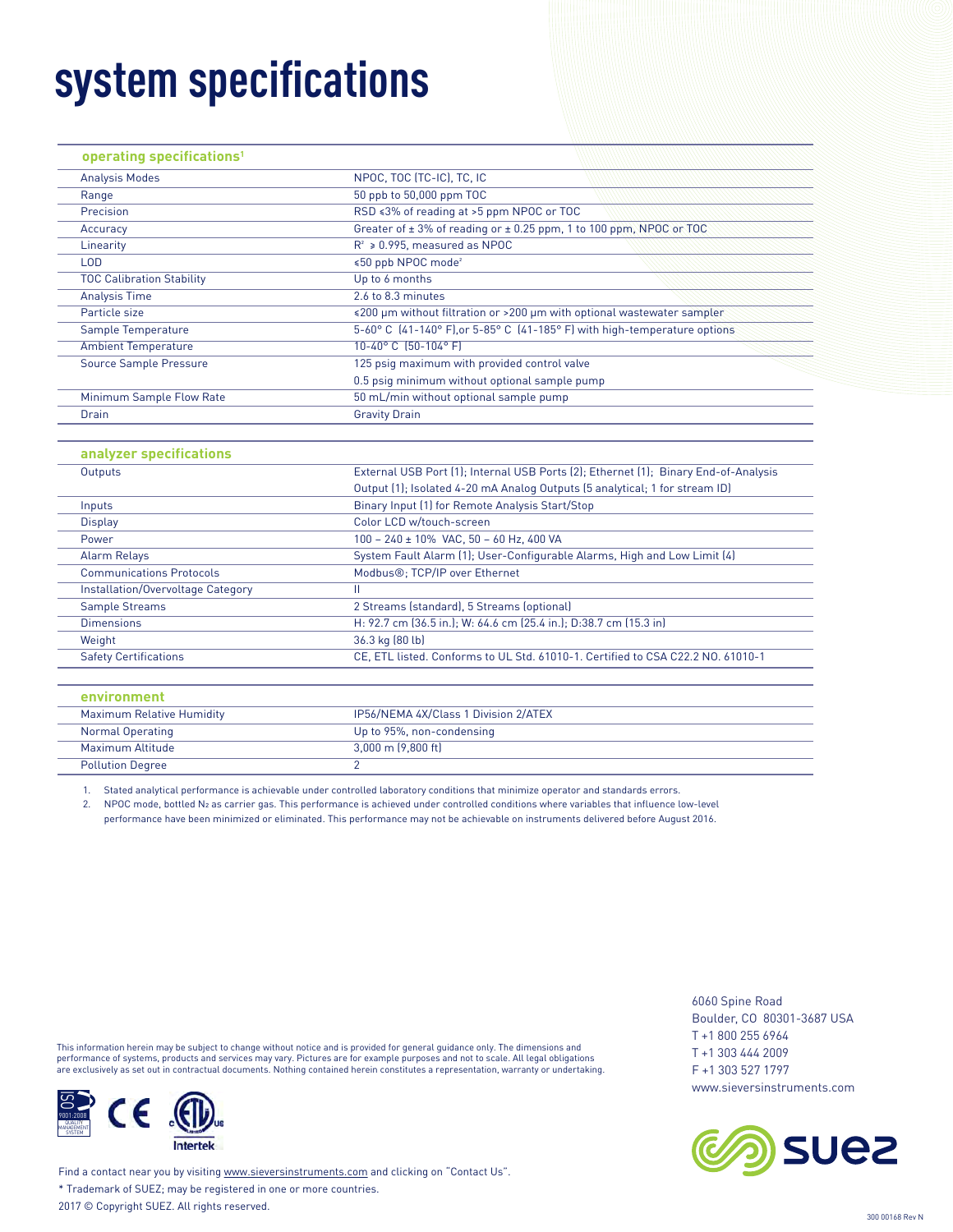# system specifications

| operating specifications[1] | |
|---|---|
| Analysis Modes | NPOC, TOC (TC-IC), TC, IC |
| Range | 50 ppb to 50,000 ppm TOC |
| Precision | RSD ≤3% of reading at >5 ppm NPOC or TOC |
| Accuracy | Greater of ± 3% of reading or ± 0.25 ppm, 1 to 100 ppm, NPOC or TOC |
| Linearity | $R^2$ ≥ 0.995, measured as NPOC |
| LOD | ≤50 ppb NPOC mode[2] |
| TOC Calibration Stability | Up to 6 months |
| Analysis Time | 2.6 to 8.3 minutes |
| Particle size | ≤200 µm without filtration or >200 µm with optional wastewater sampler |
| Sample Temperature | 5-60° C (41-140° F),or 5-85° C (41-185° F) with high-temperature options |
| Ambient Temperature | 10-40° C (50-104° F) |
| Source Sample Pressure | 125 psig maximum with provided control valve<br>0.5 psig minimum without optional sample pump |
| Minimum Sample Flow Rate | 50 mL/min without optional sample pump |
| Drain | Gravity Drain |

| analyzer specifications | |
|---|---|
| Outputs | External USB Port (1); Internal USB Ports (2); Ethernet (1); Binary End-of-Analysis Output (1); Isolated 4-20 mA Analog Outputs (5 analytical; 1 for stream ID) |
| Inputs | Binary Input (1) for Remote Analysis Start/Stop |
| Display | Color LCD w/touch-screen |
| Power | 100 – 240 ± 10% VAC, 50 – 60 Hz, 400 VA |
| Alarm Relays | System Fault Alarm (1); User-Configurable Alarms, High and Low Limit (4) |
| Communications Protocols | Modbus®; TCP/IP over Ethernet |
| Installation/Overvoltage Category | II |
| Sample Streams | 2 Streams (standard), 5 Streams (optional) |
| Dimensions | H: 92.7 cm (36.5 in.); W: 64.6 cm (25.4 in.); D:38.7 cm (15.3 in) |
| Weight | 36.3 kg (80 lb) |
| Safety Certifications | CE, ETL listed. Conforms to UL Std. 61010-1. Certified to CSA C22.2 NO. 61010-1 |

| environment | |
|---|---|
| Maximum Relative Humidity | IP56/NEMA 4X/Class 1 Division 2/ATEX |
| Normal Operating | Up to 95%, non-condensing |
| Maximum Altitude | 3,000 m (9,800 ft) |
| Pollution Degree | 2 |

1. Stated analytical performance is achievable under controlled laboratory conditions that minimize operator and standards errors.
2. NPOC mode, bottled $N_2$ as carrier gas. This performance is achieved under controlled conditions where variables that influence low-level performance have been minimized or eliminated. This performance may not be achievable on instruments delivered before August 2016.

This information herein may be subject to change without notice and is provided for general guidance only. The dimensions and performance of systems, products and services may vary. Pictures are for example purposes and not to scale. All legal obligations are exclusively as set out in contractual documents. Nothing contained herein constitutes a representation, warranty or undertaking.

6060 Spine Road
Boulder, CO 80301-3687 USA
T +1 800 255 6964
T +1 303 444 2009
F +1 303 527 1797
www.sieversinstruments.com

Find a contact near you by visiting www.sieversinstruments.com and clicking on "Contact Us".

* Trademark of SUEZ; may be registered in one or more countries.

2017 © Copyright SUEZ. All rights reserved.

300 00168 Rev N